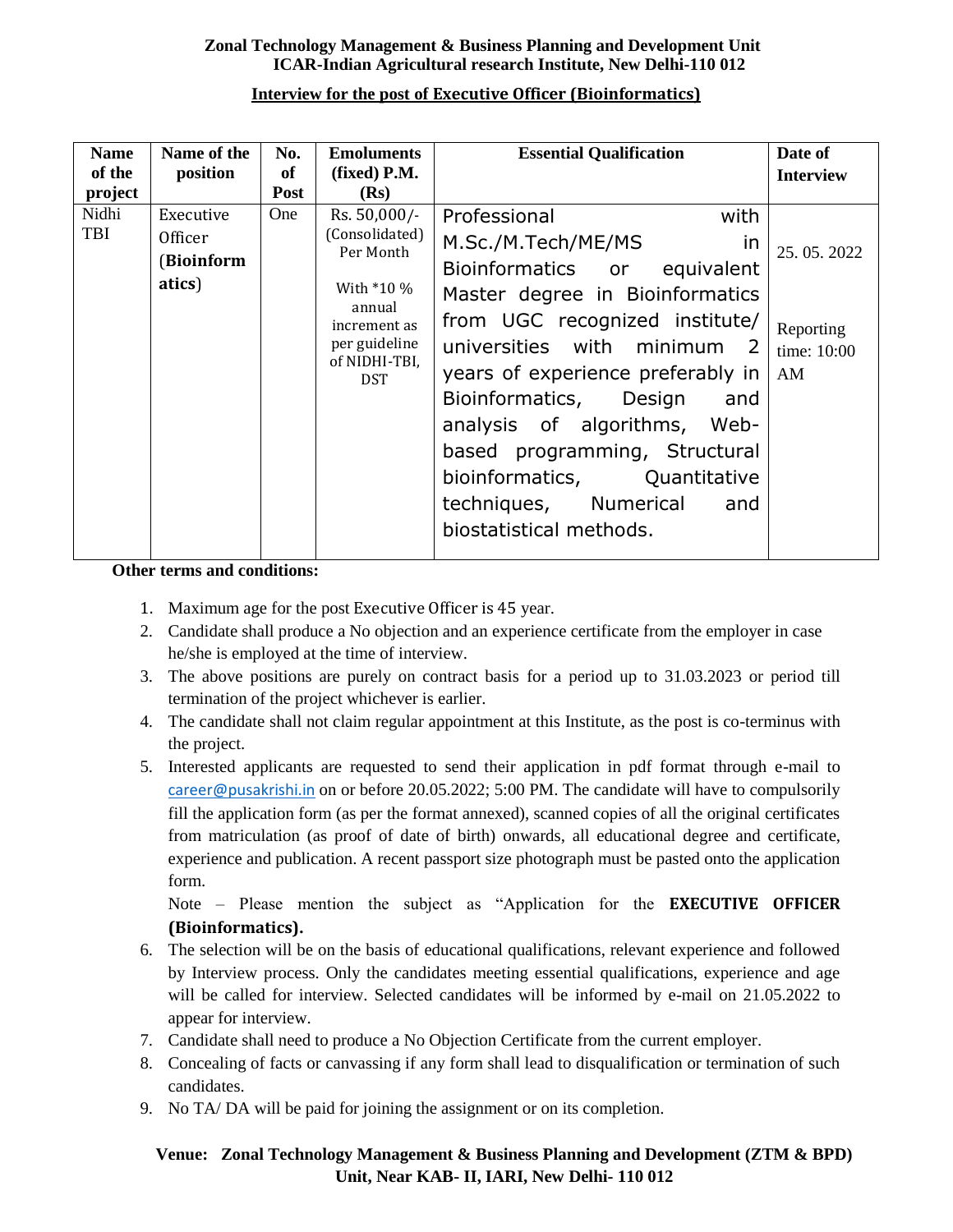**Zonal Technology Management & Business Planning and Development Unit**
**ICAR-Indian Agricultural research Institute, New Delhi-110 012**

**Interview for the post of Executive Officer (Bioinformatics)**

| Name of the project | Name of the position | No. of Post | Emoluments (fixed) P.M. (Rs) | Essential Qualification | Date of Interview |
|---|---|---|---|---|---|
| Nidhi TBI | Executive Officer (**Bioinformatics**) | One | Rs. 50,000/- (Consolidated) Per Month<br><br>With *10 % annual increment as per guideline of NIDHI-TBI, DST | Professional with M.Sc./M.Tech/ME/MS in Bioinformatics or equivalent Master degree in Bioinformatics from UGC recognized institute/ universities with minimum 2 years of experience preferably in Bioinformatics, Design and analysis of algorithms, Web-based programming, Structural bioinformatics, Quantitative techniques, Numerical and biostatistical methods. | 25. 05. 2022<br><br>Reporting time: 10:00 AM |

**Other terms and conditions:**

1. Maximum age for the post Executive Officer is 45 year.
2. Candidate shall produce a No objection and an experience certificate from the employer in case he/she is employed at the time of interview.
3. The above positions are purely on contract basis for a period up to 31.03.2023 or period till termination of the project whichever is earlier.
4. The candidate shall not claim regular appointment at this Institute, as the post is co-terminus with the project.
5. Interested applicants are requested to send their application in pdf format through e-mail to career@pusakrishi.in on or before 20.05.2022; 5:00 PM. The candidate will have to compulsorily fill the application form (as per the format annexed), scanned copies of all the original certificates from matriculation (as proof of date of birth) onwards, all educational degree and certificate, experience and publication. A recent passport size photograph must be pasted onto the application form.

   Note – Please mention the subject as "Application for the **EXECUTIVE OFFICER (Bioinformatics).**
6. The selection will be on the basis of educational qualifications, relevant experience and followed by Interview process. Only the candidates meeting essential qualifications, experience and age will be called for interview. Selected candidates will be informed by e-mail on 21.05.2022 to appear for interview.
7. Candidate shall need to produce a No Objection Certificate from the current employer.
8. Concealing of facts or canvassing if any form shall lead to disqualification or termination of such candidates.
9. No TA/ DA will be paid for joining the assignment or on its completion.

**Venue: Zonal Technology Management & Business Planning and Development (ZTM & BPD) Unit, Near KAB- II, IARI, New Delhi- 110 012**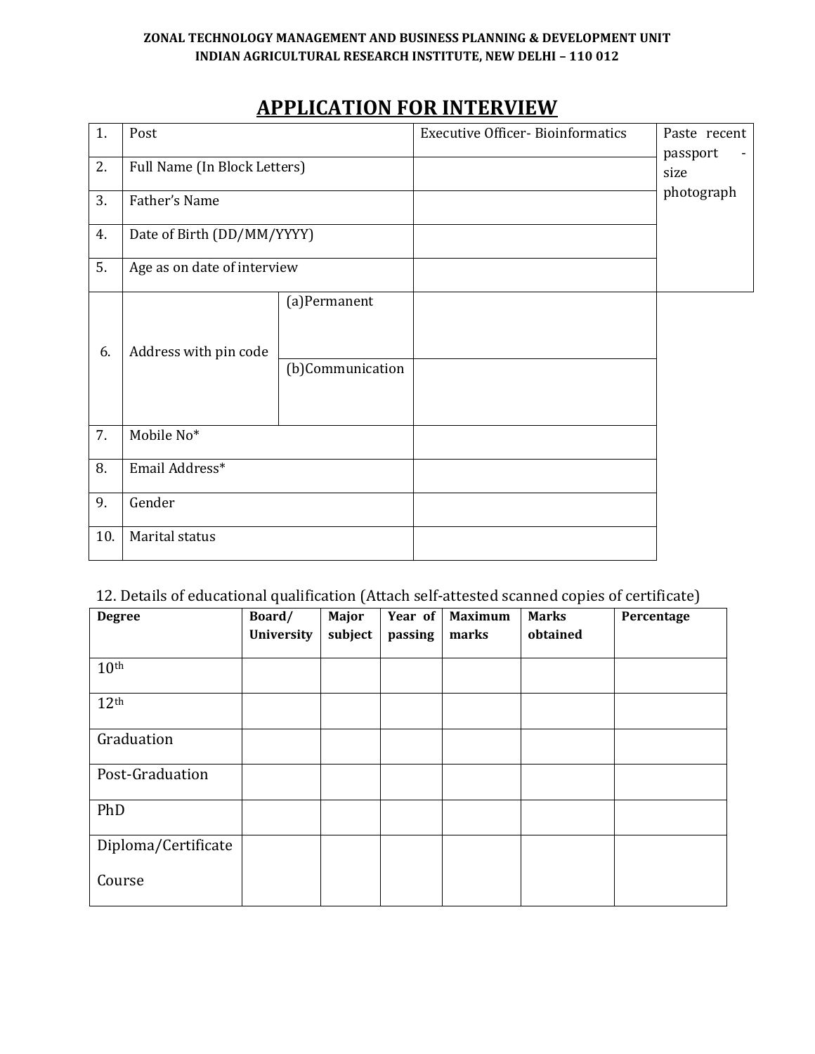**ZONAL TECHNOLOGY MANAGEMENT AND BUSINESS PLANNING & DEVELOPMENT UNIT**
**INDIAN AGRICULTURAL RESEARCH INSTITUTE, NEW DELHI – 110 012**

# APPLICATION FOR INTERVIEW

| | | | | |
|---|---|---|---|---|
| 1. | Post | | Executive Officer- Bioinformatics | Paste recent passport - size photograph |
| 2. | Full Name (In Block Letters) | | | |
| 3. | Father's Name | | | |
| 4. | Date of Birth (DD/MM/YYYY) | | | |
| 5. | Age as on date of interview | | | |
| 6. | Address with pin code | (a)Permanent | | |
| | | (b)Communication | | |
| 7. | Mobile No* | | | |
| 8. | Email Address* | | | |
| 9. | Gender | | | |
| 10. | Marital status | | | |

12. Details of educational qualification (Attach self-attested scanned copies of certificate)

| Degree | Board/ University | Major subject | Year of passing | Maximum marks | Marks obtained | Percentage |
|---|---|---|---|---|---|---|
| 10th | | | | | | |
| 12th | | | | | | |
| Graduation | | | | | | |
| Post-Graduation | | | | | | |
| PhD | | | | | | |
| Diploma/Certificate Course | | | | | | |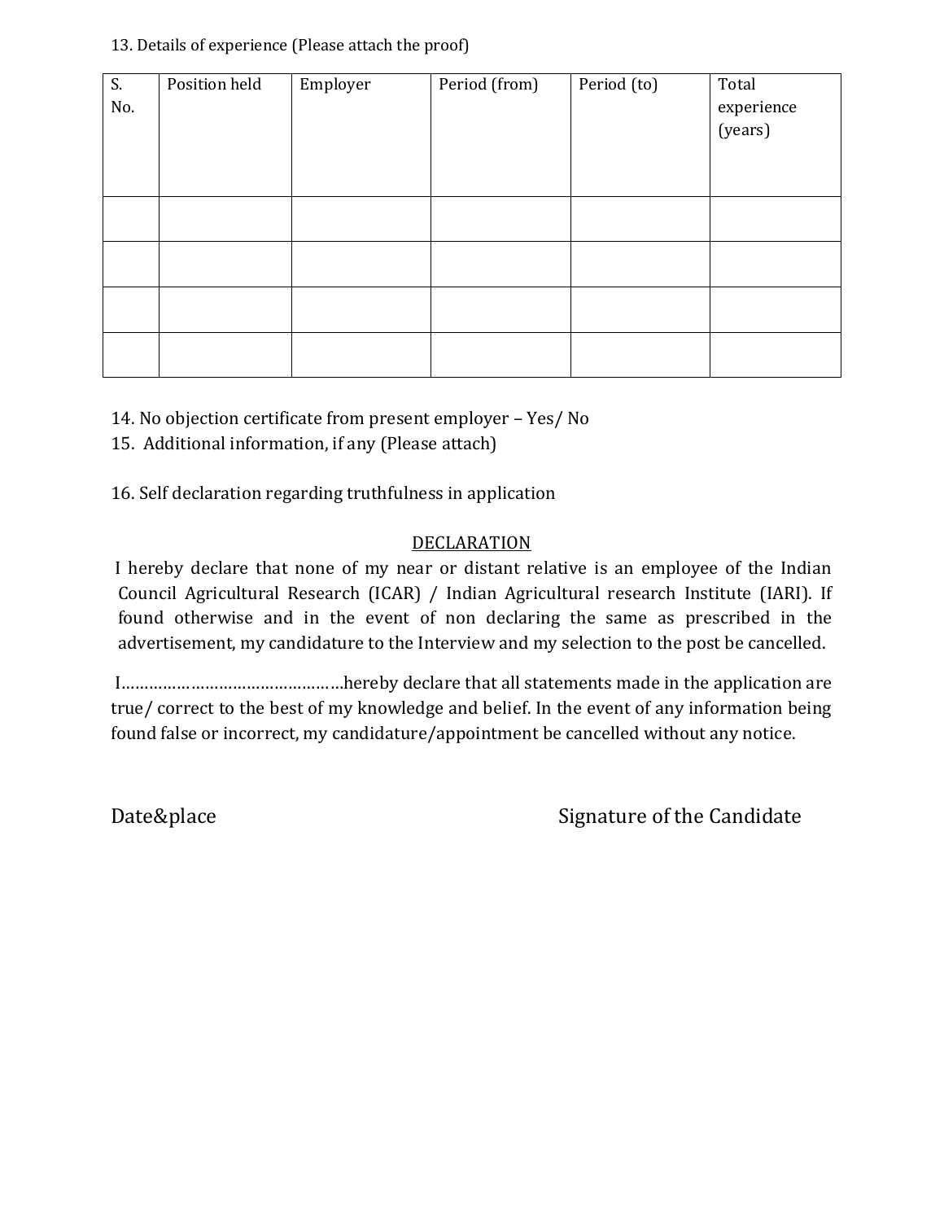13. Details of experience (Please attach the proof)

| S. No. | Position held | Employer | Period (from) | Period (to) | Total experience (years) |
|---|---|---|---|---|---|
| | | | | | |
| | | | | | |
| | | | | | |
| | | | | | |

14. No objection certificate from present employer – Yes/ No
15. Additional information, if any (Please attach)

16. Self declaration regarding truthfulness in application

## DECLARATION

I hereby declare that none of my near or distant relative is an employee of the Indian Council Agricultural Research (ICAR) / Indian Agricultural research Institute (IARI). If found otherwise and in the event of non declaring the same as prescribed in the advertisement, my candidature to the Interview and my selection to the post be cancelled.

I…………………………………………hereby declare that all statements made in the application are true/ correct to the best of my knowledge and belief. In the event of any information being found false or incorrect, my candidature/appointment be cancelled without any notice.

Date&place

Signature of the Candidate